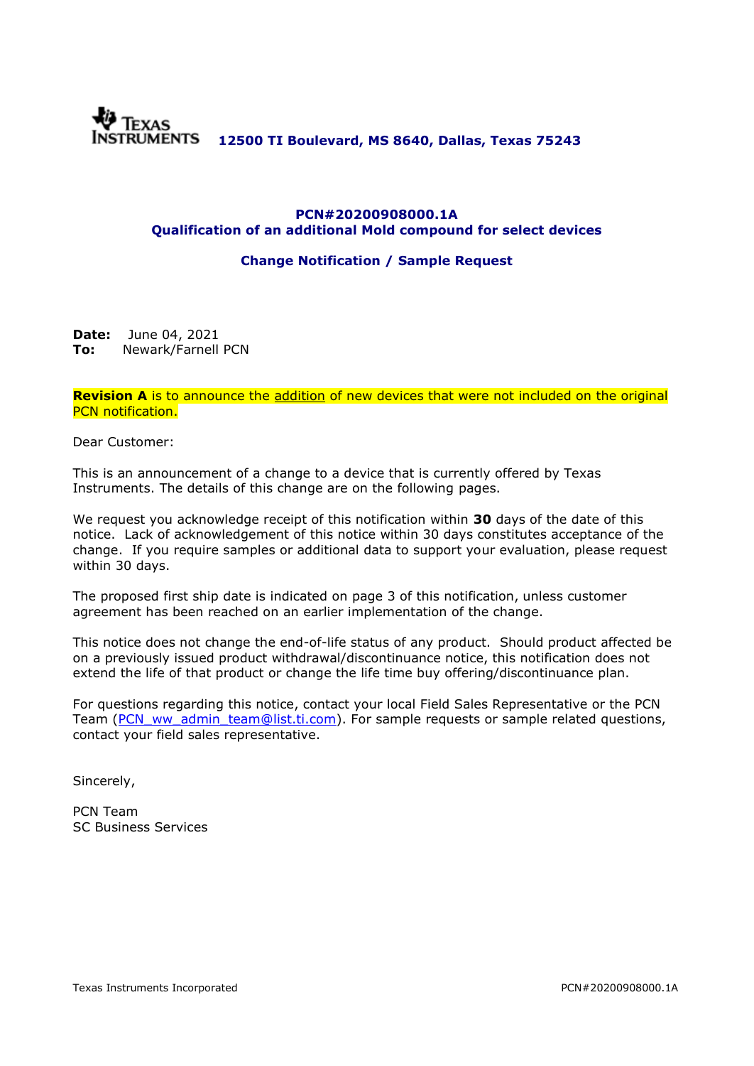Texas Instruments **12500 TI Boulevard, MS 8640, Dallas, Texas 75243**

## PCN#20200908000.1A
## Qualification of an additional Mold compound for select devices

### Change Notification / Sample Request

**Date:** June 04, 2021
**To:** Newark/Farnell PCN

**Revision A** is to announce the addition of new devices that were not included on the original PCN notification.

Dear Customer:

This is an announcement of a change to a device that is currently offered by Texas Instruments. The details of this change are on the following pages.

We request you acknowledge receipt of this notification within **30** days of the date of this notice. Lack of acknowledgement of this notice within 30 days constitutes acceptance of the change. If you require samples or additional data to support your evaluation, please request within 30 days.

The proposed first ship date is indicated on page 3 of this notification, unless customer agreement has been reached on an earlier implementation of the change.

This notice does not change the end-of-life status of any product. Should product affected be on a previously issued product withdrawal/discontinuance notice, this notification does not extend the life of that product or change the life time buy offering/discontinuance plan.

For questions regarding this notice, contact your local Field Sales Representative or the PCN Team (PCN_ww_admin_team@list.ti.com). For sample requests or sample related questions, contact your field sales representative.

Sincerely,

PCN Team
SC Business Services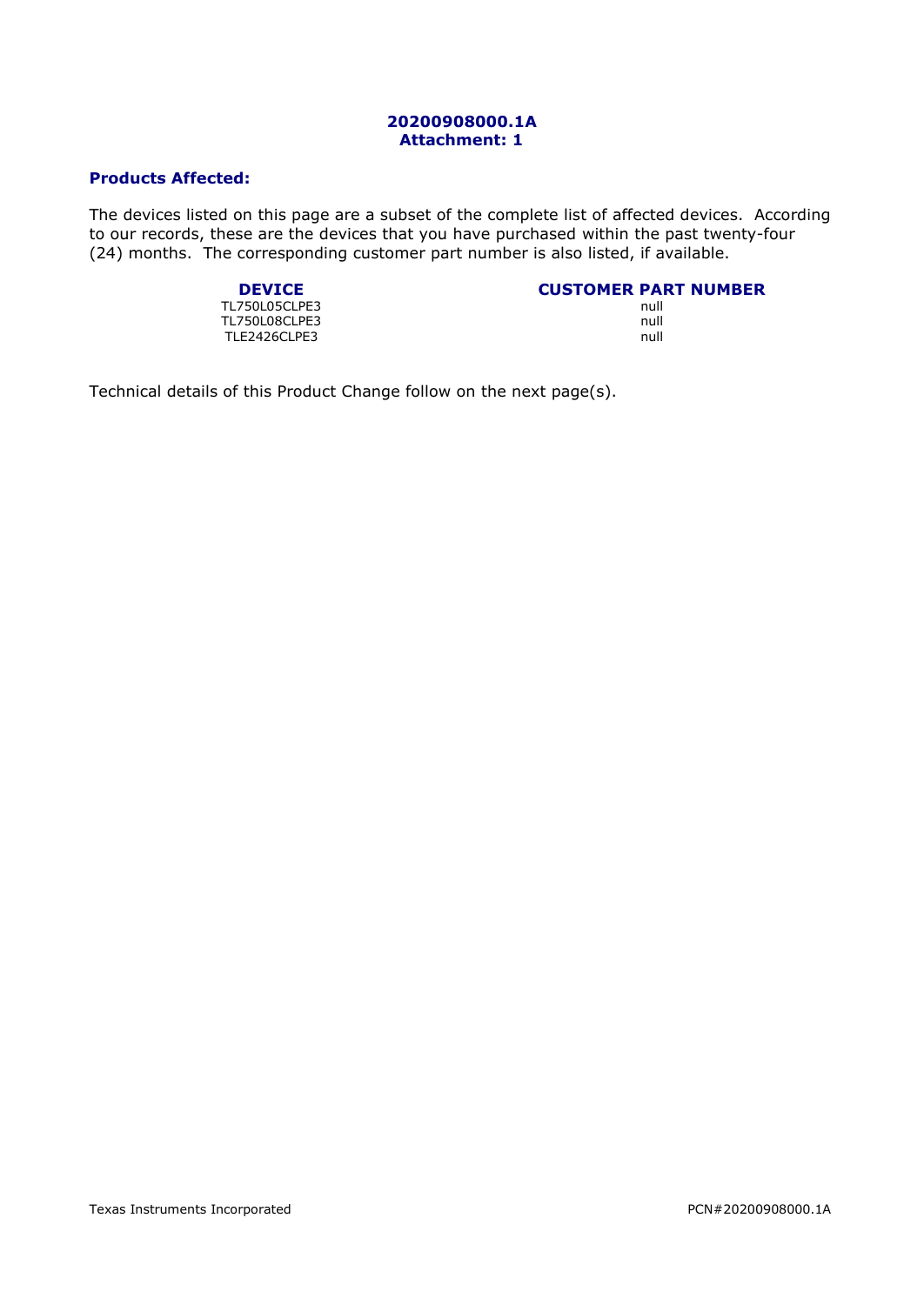**20200908000.1A**
**Attachment: 1**

## Products Affected:

The devices listed on this page are a subset of the complete list of affected devices. According to our records, these are the devices that you have purchased within the past twenty-four (24) months. The corresponding customer part number is also listed, if available.

| DEVICE | CUSTOMER PART NUMBER |
|---|---|
| TL750L05CLPE3 | null |
| TL750L08CLPE3 | null |
| TLE2426CLPE3 | null |

Technical details of this Product Change follow on the next page(s).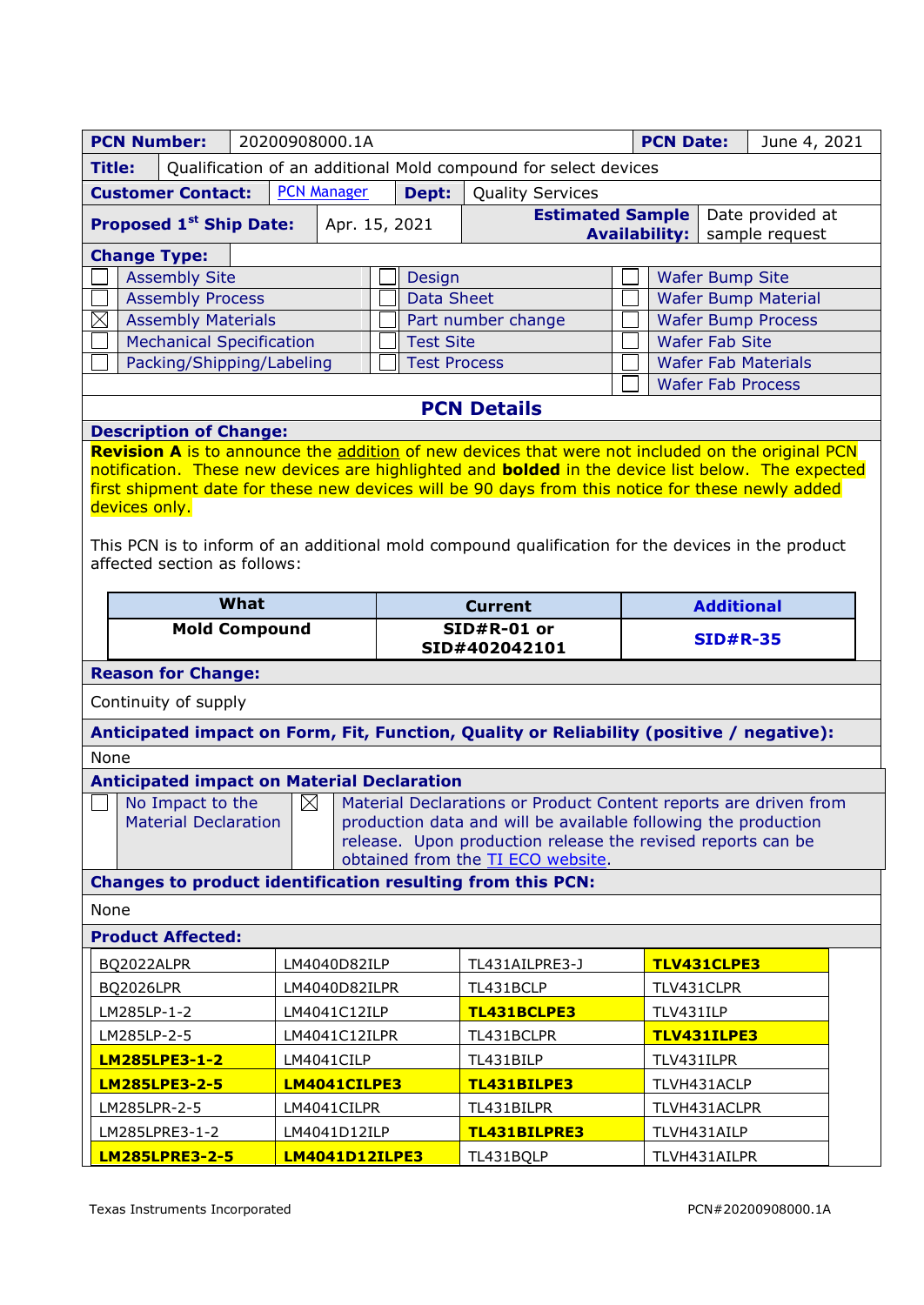| **PCN Number:** | 20200908000.1A | **PCN Date:** | June 4, 2021 |
|---|---|---|---|
| **Title:** | Qualification of an additional Mold compound for select devices | | |
| **Customer Contact:** | PCN Manager | **Dept:** | Quality Services |
| **Proposed 1st Ship Date:** | Apr. 15, 2021 | **Estimated Sample Availability:** | Date provided at sample request |

**Change Type:**

| | | | | | |
|---|---|---|---|---|---|
| ☐ | Assembly Site | ☐ | Design | ☐ | Wafer Bump Site |
| ☐ | Assembly Process | ☐ | Data Sheet | ☐ | Wafer Bump Material |
| ☒ | Assembly Materials | ☐ | Part number change | ☐ | Wafer Bump Process |
| ☐ | Mechanical Specification | ☐ | Test Site | ☐ | Wafer Fab Site |
| ☐ | Packing/Shipping/Labeling | ☐ | Test Process | ☐ | Wafer Fab Materials |
| | | | | ☐ | Wafer Fab Process |

## PCN Details

**Description of Change:**

**Revision A** is to announce the addition of new devices that were not included on the original PCN notification. These new devices are highlighted and **bolded** in the device list below. The expected first shipment date for these new devices will be 90 days from this notice for these newly added devices only.

This PCN is to inform of an additional mold compound qualification for the devices in the product affected section as follows:

| What | Current | Additional |
|---|---|---|
| **Mold Compound** | **SID#R-01 or SID#402042101** | **SID#R-35** |

**Reason for Change:**

Continuity of supply

**Anticipated impact on Form, Fit, Function, Quality or Reliability (positive / negative):**

None

**Anticipated impact on Material Declaration**

| | | | |
|---|---|---|---|
| ☐ | No Impact to the Material Declaration | ☒ | Material Declarations or Product Content reports are driven from production data and will be available following the production release. Upon production release the revised reports can be obtained from the TI ECO website. |

**Changes to product identification resulting from this PCN:**

None

**Product Affected:**

| | | | |
|---|---|---|---|
| BQ2022ALPR | LM4040D82ILP | TL431AILPRE3-J | **TLV431CLPE3** |
| BQ2026LPR | LM4040D82ILPR | TL431BCLP | TLV431CLPR |
| LM285LP-1-2 | LM4041C12ILP | **TL431BCLPE3** | TLV431ILP |
| LM285LP-2-5 | LM4041C12ILPR | TL431BCLPR | **TLV431ILPE3** |
| **LM285LPE3-1-2** | LM4041CILP | TL431BILP | TLV431ILPR |
| **LM285LPE3-2-5** | **LM4041CILPE3** | **TL431BILPE3** | TLVH431ACLP |
| LM285LPR-2-5 | LM4041CILPR | TL431BILPR | TLVH431ACLPR |
| LM285LPRE3-1-2 | LM4041D12ILP | **TL431BILPRE3** | TLVH431AILP |
| **LM285LPRE3-2-5** | **LM4041D12ILPE3** | TL431BQLP | TLVH431AILPR |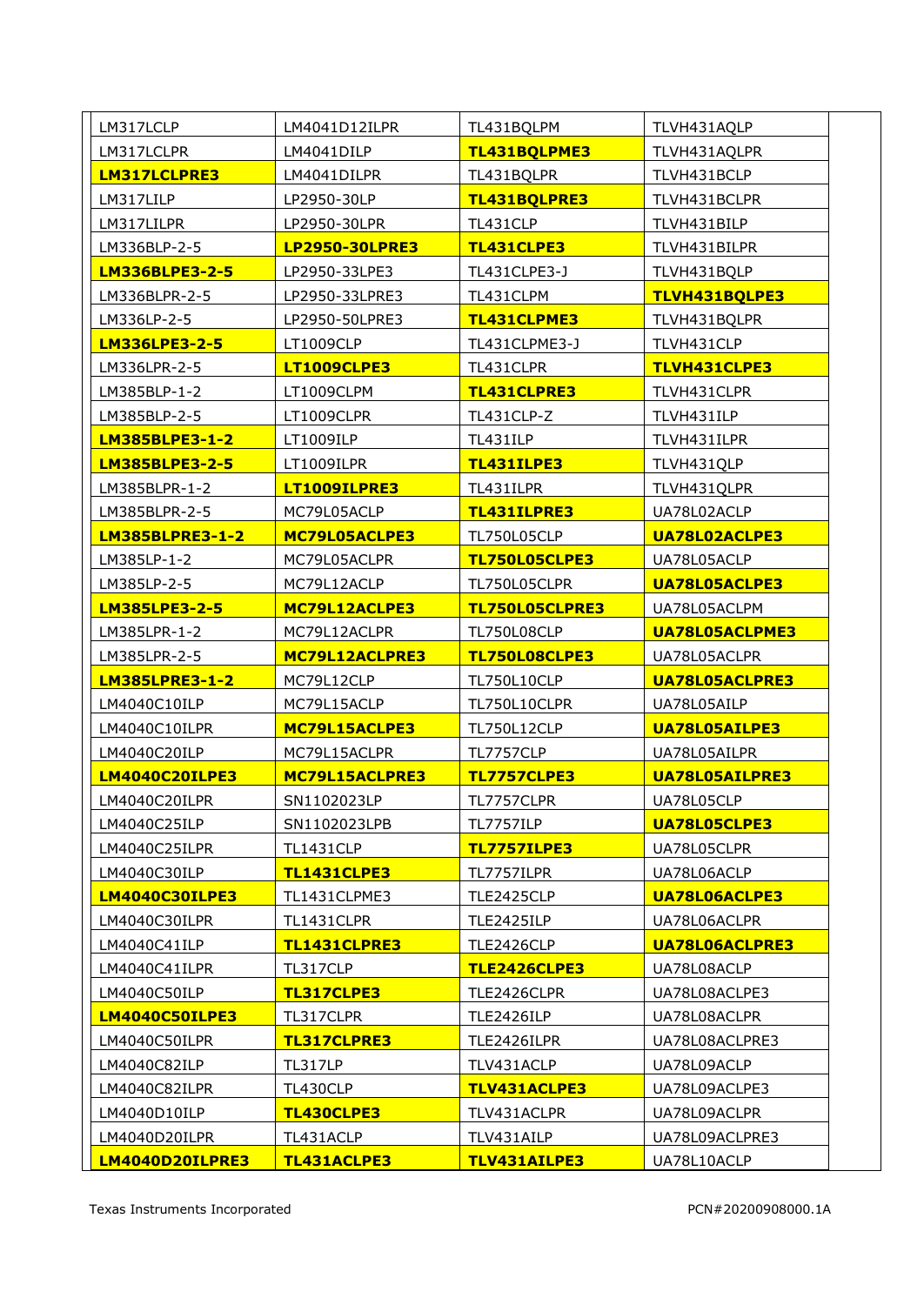| LM317LCLP | LM4041D12ILPR | TL431BQLPM | TLVH431AQLP |
|---|---|---|---|
| LM317LCLPR | LM4041DILP | **TL431BQLPME3** | TLVH431AQLPR |
| **LM317LCLPRE3** | LM4041DILPR | TL431BQLPR | TLVH431BCLPR |
| LM317LILP | LP2950-30LP | **TL431BQLPRE3** | TLVH431BILP |
| LM317LILPR | LP2950-30LPR | TL431CLP | TLVH431BILPR |
| LM336BLP-2-5 | **LP2950-30LPRE3** | **TL431CLPE3** | TLVH431BQLP |
| **LM336BLPE3-2-5** | LP2950-33LPE3 | TL431CLPE3-J | TLVH431BQLPE3 |
| LM336BLPR-2-5 | LP2950-33LPRE3 | TL431CLPM | **TLVH431BQLPE3** |
| LM336LP-2-5 | LP2950-50LPRE3 | **TL431CLPME3** | TLVH431BQLPR |
| **LM336LPE3-2-5** | LT1009CLP | TL431CLPME3-J | TLVH431CLP |
| LM336LPR-2-5 | **LT1009CLPE3** | TL431CLPR | **TLVH431CLPE3** |
| LM385BLP-1-2 | LT1009CLPM | **TL431CLPRE3** | TLVH431CLPR |
| LM385BLP-2-5 | LT1009CLPR | TL431CLP-Z | TLVH431ILP |
| **LM385BLPE3-1-2** | LT1009ILP | TL431ILP | TLVH431ILPR |
| **LM385BLPE3-2-5** | LT1009ILPR | **TL431ILPE3** | TLVH431QLP |
| LM385BLPR-1-2 | **LT1009ILPRE3** | TL431ILPR | TLVH431QLPR |
| LM385BLPR-2-5 | MC79L05ACLP | **TL431ILPRE3** | UA78L02ACLP |
| **LM385BLPRE3-1-2** | **MC79L05ACLPE3** | TL750L05CLP | **UA78L02ACLPE3** |
| LM385LP-1-2 | MC79L05ACLPR | **TL750L05CLPE3** | UA78L05ACLP |
| LM385LP-2-5 | MC79L12ACLP | TL750L05CLPR | **UA78L05ACLPE3** |
| **LM385LPE3-2-5** | **MC79L12ACLPE3** | **TL750L05CLPRE3** | UA78L05ACLPM |
| LM385LPR-1-2 | MC79L12ACLPR | TL750L08CLP | **UA78L05ACLPME3** |
| LM385LPR-2-5 | **MC79L12ACLPRE3** | **TL750L08CLPE3** | UA78L05ACLPR |
| **LM385LPRE3-1-2** | MC79L12CLP | TL750L10CLP | **UA78L05ACLPRE3** |
| LM4040C10ILP | MC79L15ACLP | TL750L10CLPR | UA78L05AILP |
| LM4040C10ILPR | **MC79L15ACLPE3** | TL750L12CLP | **UA78L05AILPE3** |
| LM4040C20ILP | MC79L15ACLPR | TL7757CLP | UA78L05AILPR |
| **LM4040C20ILPE3** | **MC79L15ACLPRE3** | **TL7757CLPE3** | **UA78L05AILPRE3** |
| LM4040C20ILPR | SN1102023LP | TL7757CLPR | UA78L05CLP |
| LM4040C25ILP | SN1102023LPB | TL7757ILP | **UA78L05CLPE3** |
| LM4040C25ILPR | TL1431CLP | **TL7757ILPE3** | UA78L05CLPR |
| LM4040C30ILP | **TL1431CLPE3** | TL7757ILPR | UA78L06ACLP |
| **LM4040C30ILPE3** | TL1431CLPME3 | TLE2425CLP | **UA78L06ACLPE3** |
| LM4040C30ILPR | TL1431CLPR | TLE2425ILP | UA78L06ACLPR |
| LM4040C41ILP | **TL1431CLPRE3** | TLE2426CLP | **UA78L06ACLPRE3** |
| LM4040C41ILPR | TL317CLP | **TLE2426CLPE3** | UA78L08ACLP |
| LM4040C50ILP | **TL317CLPE3** | TLE2426CLPR | UA78L08ACLPE3 |
| **LM4040C50ILPE3** | TL317CLPR | TLE2426ILP | UA78L08ACLPR |
| LM4040C50ILPR | **TL317CLPRE3** | TLE2426ILPR | UA78L08ACLPRE3 |
| LM4040C82ILP | TL317LP | TLV431ACLP | UA78L09ACLP |
| LM4040C82ILPR | TL430CLP | **TLV431ACLPE3** | UA78L09ACLPE3 |
| LM4040D10ILP | **TL430CLPE3** | TLV431ACLPR | UA78L09ACLPR |
| LM4040D20ILPR | TL431ACLP | TLV431AILP | UA78L09ACLPRE3 |
| **LM4040D20ILPRE3** | **TL431ACLPE3** | **TLV431AILPE3** | UA78L10ACLP |

Texas Instruments Incorporated PCN#20200908000.1A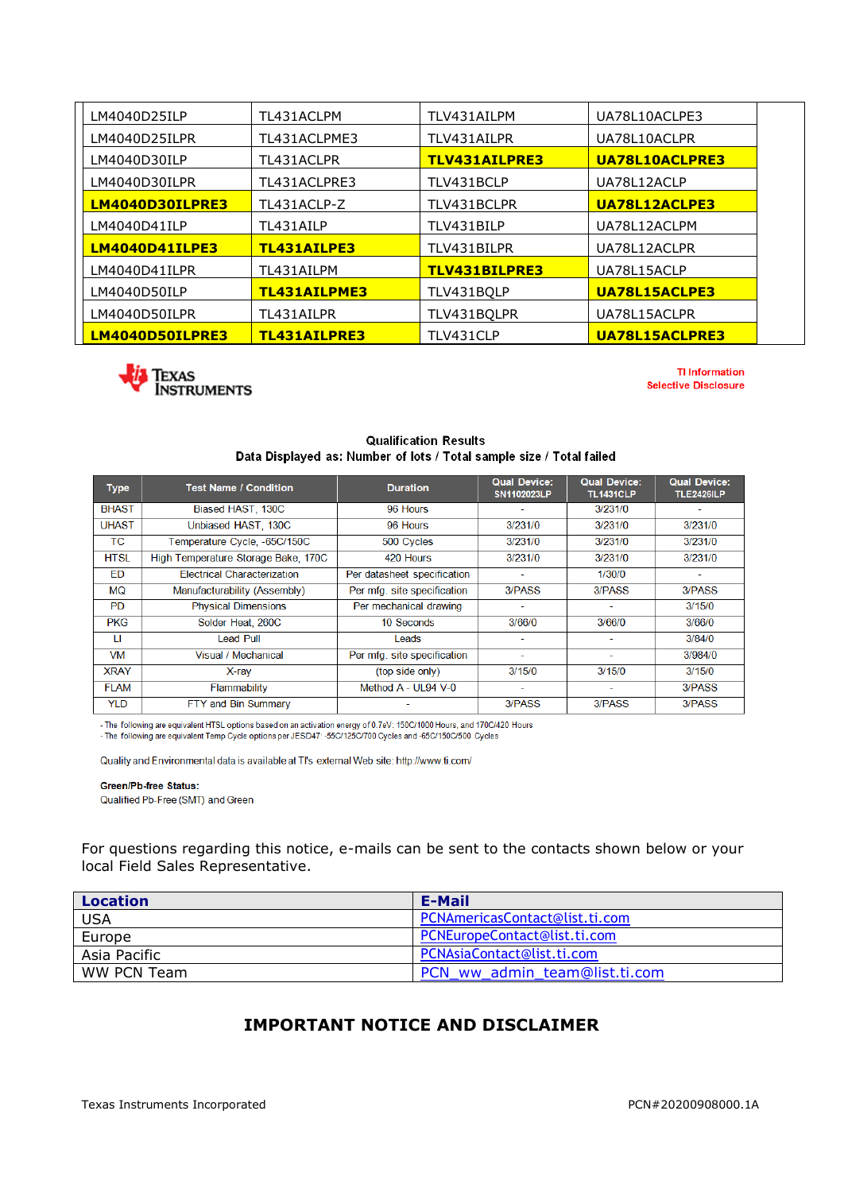| | | | |
|---|---|---|---|
| LM4040D25ILP | TL431ACLPM | TLV431AILPM | UA78L10ACLPE3 |
| LM4040D25ILPR | TL431ACLPME3 | TLV431AILPR | UA78L10ACLPR |
| LM4040D30ILP | TL431ACLPR | **TLV431AILPRE3** | **UA78L10ACLPRE3** |
| LM4040D30ILPR | TL431ACLPRE3 | TLV431BCLP | UA78L12ACLP |
| **LM4040D30ILPRE3** | TL431ACLP-Z | TLV431BCLPR | **UA78L12ACLPE3** |
| LM4040D41ILP | TL431AILP | TLV431BILP | UA78L12ACLPM |
| **LM4040D41ILPE3** | **TL431AILPE3** | TLV431BILPR | UA78L12ACLPR |
| LM4040D41ILPR | TL431AILPM | **TLV431BILPRE3** | UA78L15ACLP |
| LM4040D50ILP | **TL431AILPME3** | TLV431BQLP | **UA78L15ACLPE3** |
| LM4040D50ILPR | TL431AILPR | TLV431BQLPR | UA78L15ACLPR |
| **LM4040D50ILPRE3** | **TL431AILPRE3** | TLV431CLP | **UA78L15ACLPRE3** |

TEXAS INSTRUMENTS

TI Information
Selective Disclosure

**Qualification Results**
**Data Displayed as: Number of lots / Total sample size / Total failed**

| Type | Test Name / Condition | Duration | Qual Device: SN1102023LP | Qual Device: TL1431CLP | Qual Device: TLE2426ILP |
|---|---|---|---|---|---|
| BHAST | Biased HAST, 130C | 96 Hours | - | 3/231/0 | - |
| UHAST | Unbiased HAST, 130C | 96 Hours | 3/231/0 | 3/231/0 | 3/231/0 |
| TC | Temperature Cycle, -65C/150C | 500 Cycles | 3/231/0 | 3/231/0 | 3/231/0 |
| HTSL | High Temperature Storage Bake, 170C | 420 Hours | 3/231/0 | 3/231/0 | 3/231/0 |
| ED | Electrical Characterization | Per datasheet specification | - | 1/30/0 | - |
| MQ | Manufacturability (Assembly) | Per mfg. site specification | 3/PASS | 3/PASS | 3/PASS |
| PD | Physical Dimensions | Per mechanical drawing | - | - | 3/15/0 |
| PKG | Solder Heat, 260C | 10 Seconds | 3/66/0 | 3/66/0 | 3/66/0 |
| LI | Lead Pull | Leads | - | - | 3/84/0 |
| VM | Visual / Mechanical | Per mfg. site specification | - | - | 3/984/0 |
| XRAY | X-ray | (top side only) | 3/15/0 | 3/15/0 | 3/15/0 |
| FLAM | Flammability | Method A - UL94 V-0 | - | - | 3/PASS |
| YLD | FTY and Bin Summary | - | 3/PASS | 3/PASS | 3/PASS |

- The following are equivalent HTSL options based on an activation energy of 0.7eV: 150C/1000 Hours, and 170C/420 Hours
- The following are equivalent Temp Cycle options per JESD47: -55C/125C/700 Cycles and -65C/150C/500 Cycles

Quality and Environmental data is available at TI's external Web site: http://www.ti.com/

**Green/Pb-free Status:**
Qualified Pb-Free (SMT) and Green

For questions regarding this notice, e-mails can be sent to the contacts shown below or your local Field Sales Representative.

| Location | E-Mail |
|---|---|
| USA | PCNAmericasContact@list.ti.com |
| Europe | PCNEuropeContact@list.ti.com |
| Asia Pacific | PCNAsiaContact@list.ti.com |
| WW PCN Team | PCN_ww_admin_team@list.ti.com |

## IMPORTANT NOTICE AND DISCLAIMER

Texas Instruments Incorporated PCN#20200908000.1A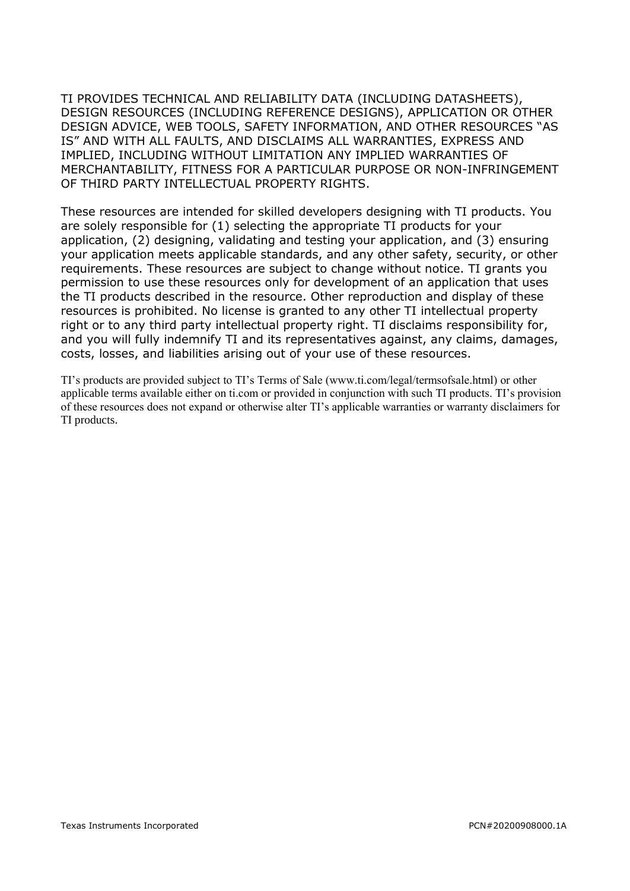TI PROVIDES TECHNICAL AND RELIABILITY DATA (INCLUDING DATASHEETS), DESIGN RESOURCES (INCLUDING REFERENCE DESIGNS), APPLICATION OR OTHER DESIGN ADVICE, WEB TOOLS, SAFETY INFORMATION, AND OTHER RESOURCES "AS IS" AND WITH ALL FAULTS, AND DISCLAIMS ALL WARRANTIES, EXPRESS AND IMPLIED, INCLUDING WITHOUT LIMITATION ANY IMPLIED WARRANTIES OF MERCHANTABILITY, FITNESS FOR A PARTICULAR PURPOSE OR NON-INFRINGEMENT OF THIRD PARTY INTELLECTUAL PROPERTY RIGHTS.

These resources are intended for skilled developers designing with TI products. You are solely responsible for (1) selecting the appropriate TI products for your application, (2) designing, validating and testing your application, and (3) ensuring your application meets applicable standards, and any other safety, security, or other requirements. These resources are subject to change without notice. TI grants you permission to use these resources only for development of an application that uses the TI products described in the resource. Other reproduction and display of these resources is prohibited. No license is granted to any other TI intellectual property right or to any third party intellectual property right. TI disclaims responsibility for, and you will fully indemnify TI and its representatives against, any claims, damages, costs, losses, and liabilities arising out of your use of these resources.

TI's products are provided subject to TI's Terms of Sale (www.ti.com/legal/termsofsale.html) or other applicable terms available either on ti.com or provided in conjunction with such TI products. TI's provision of these resources does not expand or otherwise alter TI's applicable warranties or warranty disclaimers for TI products.